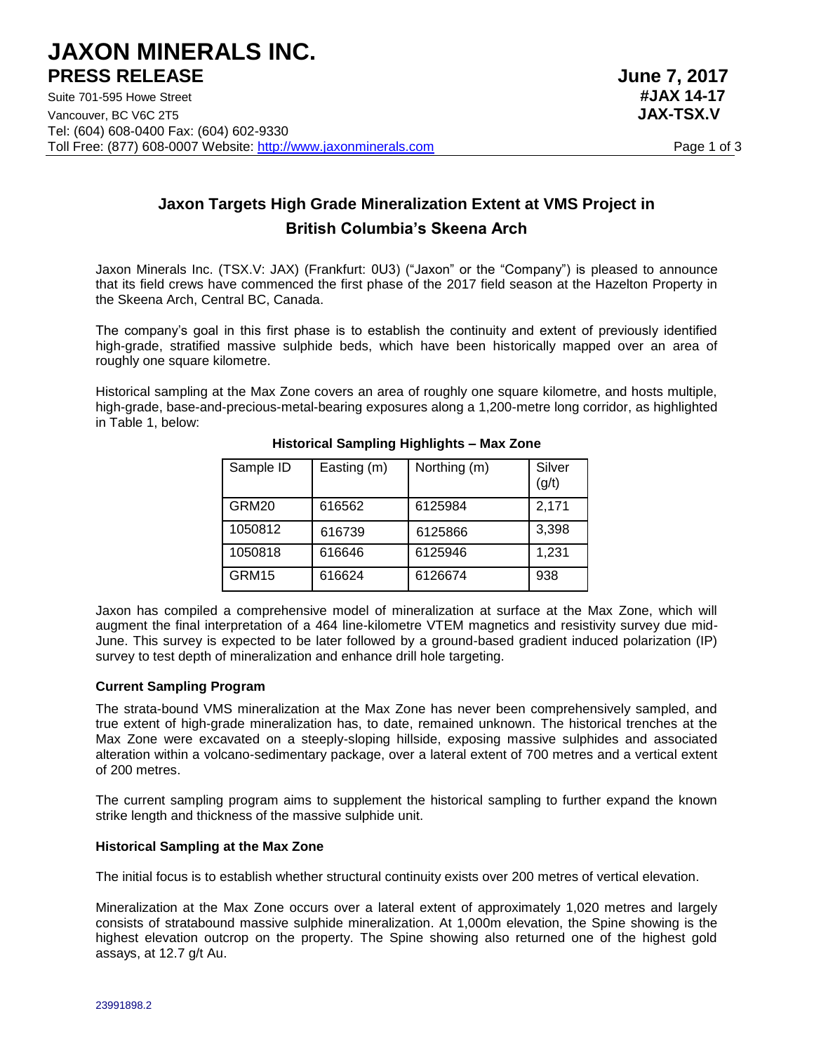# JAXON MINERALS INC.

## PRESS RELEASE

**June 7, 2017**
**#JAX 14-17**
**JAX-TSX.V**

Suite 701-595 Howe Street
Vancouver, BC V6C 2T5
Tel: (604) 608-0400 Fax: (604) 602-9330
Toll Free: (877) 608-0007 Website: http://www.jaxonminerals.com

## Jaxon Targets High Grade Mineralization Extent at VMS Project in British Columbia's Skeena Arch

Jaxon Minerals Inc. (TSX.V: JAX) (Frankfurt: 0U3) ("Jaxon" or the "Company") is pleased to announce that its field crews have commenced the first phase of the 2017 field season at the Hazelton Property in the Skeena Arch, Central BC, Canada.

The company's goal in this first phase is to establish the continuity and extent of previously identified high-grade, stratified massive sulphide beds, which have been historically mapped over an area of roughly one square kilometre.

Historical sampling at the Max Zone covers an area of roughly one square kilometre, and hosts multiple, high-grade, base-and-precious-metal-bearing exposures along a 1,200-metre long corridor, as highlighted in Table 1, below:

**Historical Sampling Highlights – Max Zone**

| Sample ID | Easting (m) | Northing (m) | Silver (g/t) |
| --- | --- | --- | --- |
| GRM20 | 616562 | 6125984 | 2,171 |
| 1050812 | 616739 | 6125866 | 3,398 |
| 1050818 | 616646 | 6125946 | 1,231 |
| GRM15 | 616624 | 6126674 | 938 |

Jaxon has compiled a comprehensive model of mineralization at surface at the Max Zone, which will augment the final interpretation of a 464 line-kilometre VTEM magnetics and resistivity survey due mid-June. This survey is expected to be later followed by a ground-based gradient induced polarization (IP) survey to test depth of mineralization and enhance drill hole targeting.

### Current Sampling Program

The strata-bound VMS mineralization at the Max Zone has never been comprehensively sampled, and true extent of high-grade mineralization has, to date, remained unknown. The historical trenches at the Max Zone were excavated on a steeply-sloping hillside, exposing massive sulphides and associated alteration within a volcano-sedimentary package, over a lateral extent of 700 metres and a vertical extent of 200 metres.

The current sampling program aims to supplement the historical sampling to further expand the known strike length and thickness of the massive sulphide unit.

### Historical Sampling at the Max Zone

The initial focus is to establish whether structural continuity exists over 200 metres of vertical elevation.

Mineralization at the Max Zone occurs over a lateral extent of approximately 1,020 metres and largely consists of stratabound massive sulphide mineralization. At 1,000m elevation, the Spine showing is the highest elevation outcrop on the property. The Spine showing also returned one of the highest gold assays, at 12.7 g/t Au.

23991898.2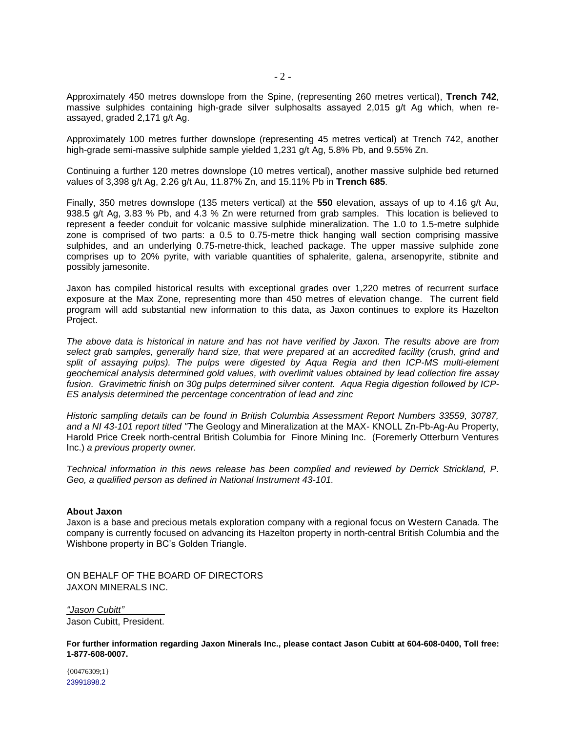Approximately 450 metres downslope from the Spine, (representing 260 metres vertical), **Trench 742**, massive sulphides containing high-grade silver sulphosalts assayed 2,015 g/t Ag which, when re-assayed, graded 2,171 g/t Ag.

Approximately 100 metres further downslope (representing 45 metres vertical) at Trench 742, another high-grade semi-massive sulphide sample yielded 1,231 g/t Ag, 5.8% Pb, and 9.55% Zn.

Continuing a further 120 metres downslope (10 metres vertical), another massive sulphide bed returned values of 3,398 g/t Ag, 2.26 g/t Au, 11.87% Zn, and 15.11% Pb in **Trench 685**.

Finally, 350 metres downslope (135 meters vertical) at the **550** elevation, assays of up to 4.16 g/t Au, 938.5 g/t Ag, 3.83 % Pb, and 4.3 % Zn were returned from grab samples. This location is believed to represent a feeder conduit for volcanic massive sulphide mineralization. The 1.0 to 1.5-metre sulphide zone is comprised of two parts: a 0.5 to 0.75-metre thick hanging wall section comprising massive sulphides, and an underlying 0.75-metre-thick, leached package. The upper massive sulphide zone comprises up to 20% pyrite, with variable quantities of sphalerite, galena, arsenopyrite, stibnite and possibly jamesonite.

Jaxon has compiled historical results with exceptional grades over 1,220 metres of recurrent surface exposure at the Max Zone, representing more than 450 metres of elevation change. The current field program will add substantial new information to this data, as Jaxon continues to explore its Hazelton Project.

*The above data is historical in nature and has not have verified by Jaxon. The results above are from select grab samples, generally hand size, that were prepared at an accredited facility (crush, grind and split of assaying pulps). The pulps were digested by Aqua Regia and then ICP-MS multi-element geochemical analysis determined gold values, with overlimit values obtained by lead collection fire assay fusion. Gravimetric finish on 30g pulps determined silver content. Aqua Regia digestion followed by ICP-ES analysis determined the percentage concentration of lead and zinc*

*Historic sampling details can be found in British Columbia Assessment Report Numbers 33559, 30787, and a NI 43-101 report titled "T*he Geology and Mineralization at the MAX- KNOLL Zn-Pb-Ag-Au Property, Harold Price Creek north-central British Columbia for Finore Mining Inc. (Foremerly Otterburn Ventures Inc.) *a previous property owner.*

*Technical information in this news release has been complied and reviewed by Derrick Strickland, P. Geo, a qualified person as defined in National Instrument 43-101.*

**About Jaxon**

Jaxon is a base and precious metals exploration company with a regional focus on Western Canada. The company is currently focused on advancing its Hazelton property in north-central British Columbia and the Wishbone property in BC's Golden Triangle.

ON BEHALF OF THE BOARD OF DIRECTORS
JAXON MINERALS INC.

*"Jason Cubitt"* ______
Jason Cubitt, President.

**For further information regarding Jaxon Minerals Inc., please contact Jason Cubitt at 604-608-0400, Toll free: 1-877-608-0007.**

{00476309;1}
23991898.2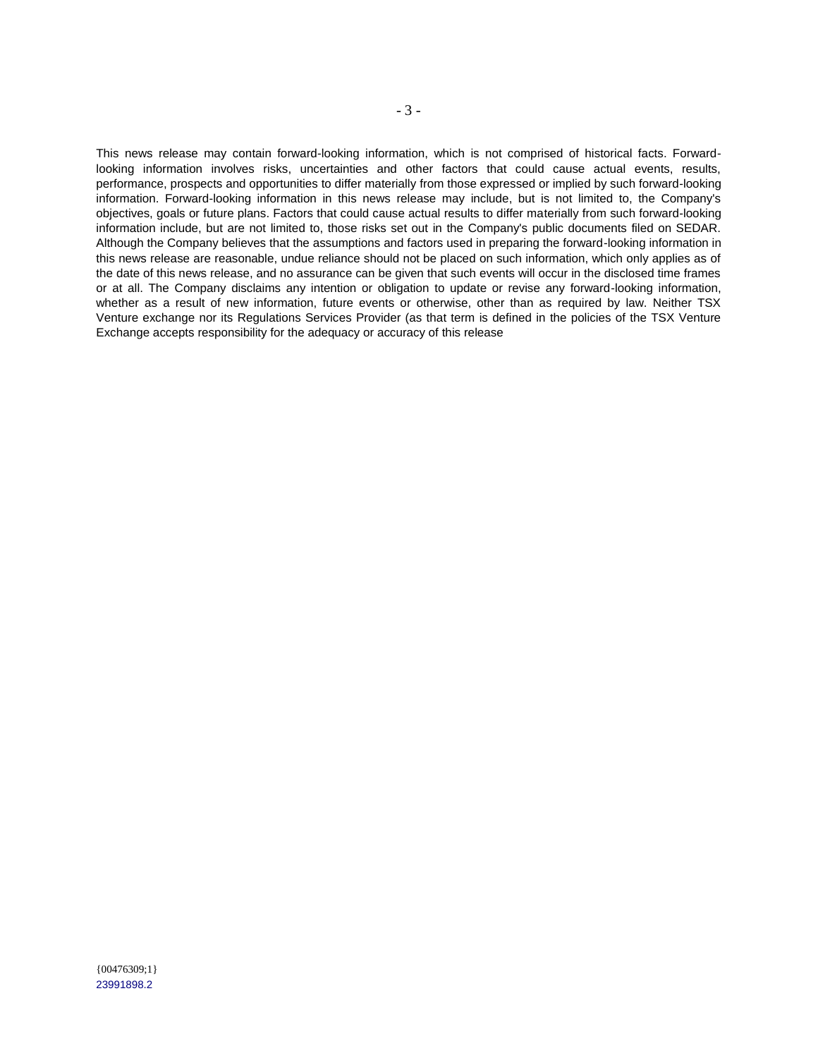This news release may contain forward-looking information, which is not comprised of historical facts. Forward-looking information involves risks, uncertainties and other factors that could cause actual events, results, performance, prospects and opportunities to differ materially from those expressed or implied by such forward-looking information. Forward-looking information in this news release may include, but is not limited to, the Company's objectives, goals or future plans. Factors that could cause actual results to differ materially from such forward-looking information include, but are not limited to, those risks set out in the Company's public documents filed on SEDAR. Although the Company believes that the assumptions and factors used in preparing the forward-looking information in this news release are reasonable, undue reliance should not be placed on such information, which only applies as of the date of this news release, and no assurance can be given that such events will occur in the disclosed time frames or at all. The Company disclaims any intention or obligation to update or revise any forward-looking information, whether as a result of new information, future events or otherwise, other than as required by law. Neither TSX Venture exchange nor its Regulations Services Provider (as that term is defined in the policies of the TSX Venture Exchange accepts responsibility for the adequacy or accuracy of this release

{00476309;1}
23991898.2